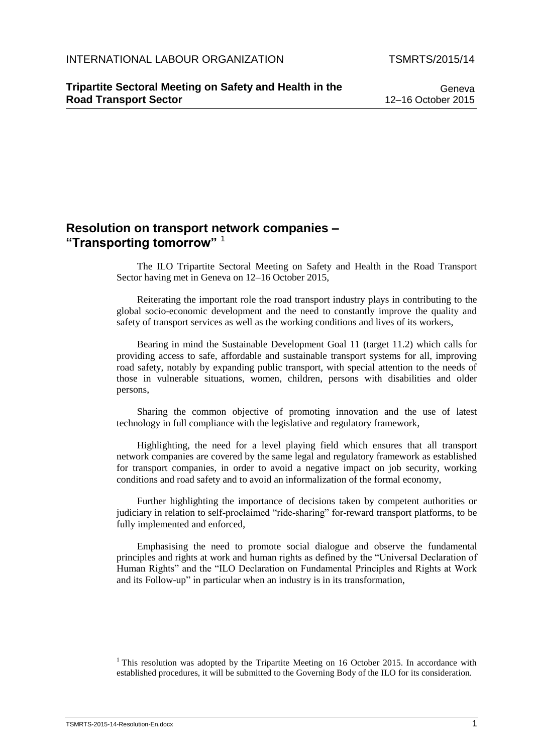INTERNATIONAL LABOUR ORGANIZATION TSMRTS/2015/14

**Tripartite Sectoral Meeting on Safety and Health in the Road Transport Sector**

Geneva
12–16 October 2015

## Resolution on transport network companies – "Transporting tomorrow" [1]

The ILO Tripartite Sectoral Meeting on Safety and Health in the Road Transport Sector having met in Geneva on 12–16 October 2015,

Reiterating the important role the road transport industry plays in contributing to the global socio-economic development and the need to constantly improve the quality and safety of transport services as well as the working conditions and lives of its workers,

Bearing in mind the Sustainable Development Goal 11 (target 11.2) which calls for providing access to safe, affordable and sustainable transport systems for all, improving road safety, notably by expanding public transport, with special attention to the needs of those in vulnerable situations, women, children, persons with disabilities and older persons,

Sharing the common objective of promoting innovation and the use of latest technology in full compliance with the legislative and regulatory framework,

Highlighting, the need for a level playing field which ensures that all transport network companies are covered by the same legal and regulatory framework as established for transport companies, in order to avoid a negative impact on job security, working conditions and road safety and to avoid an informalization of the formal economy,

Further highlighting the importance of decisions taken by competent authorities or judiciary in relation to self-proclaimed "ride-sharing" for-reward transport platforms, to be fully implemented and enforced,

Emphasising the need to promote social dialogue and observe the fundamental principles and rights at work and human rights as defined by the "Universal Declaration of Human Rights" and the "ILO Declaration on Fundamental Principles and Rights at Work and its Follow-up" in particular when an industry is in its transformation,

[1] This resolution was adopted by the Tripartite Meeting on 16 October 2015. In accordance with established procedures, it will be submitted to the Governing Body of the ILO for its consideration.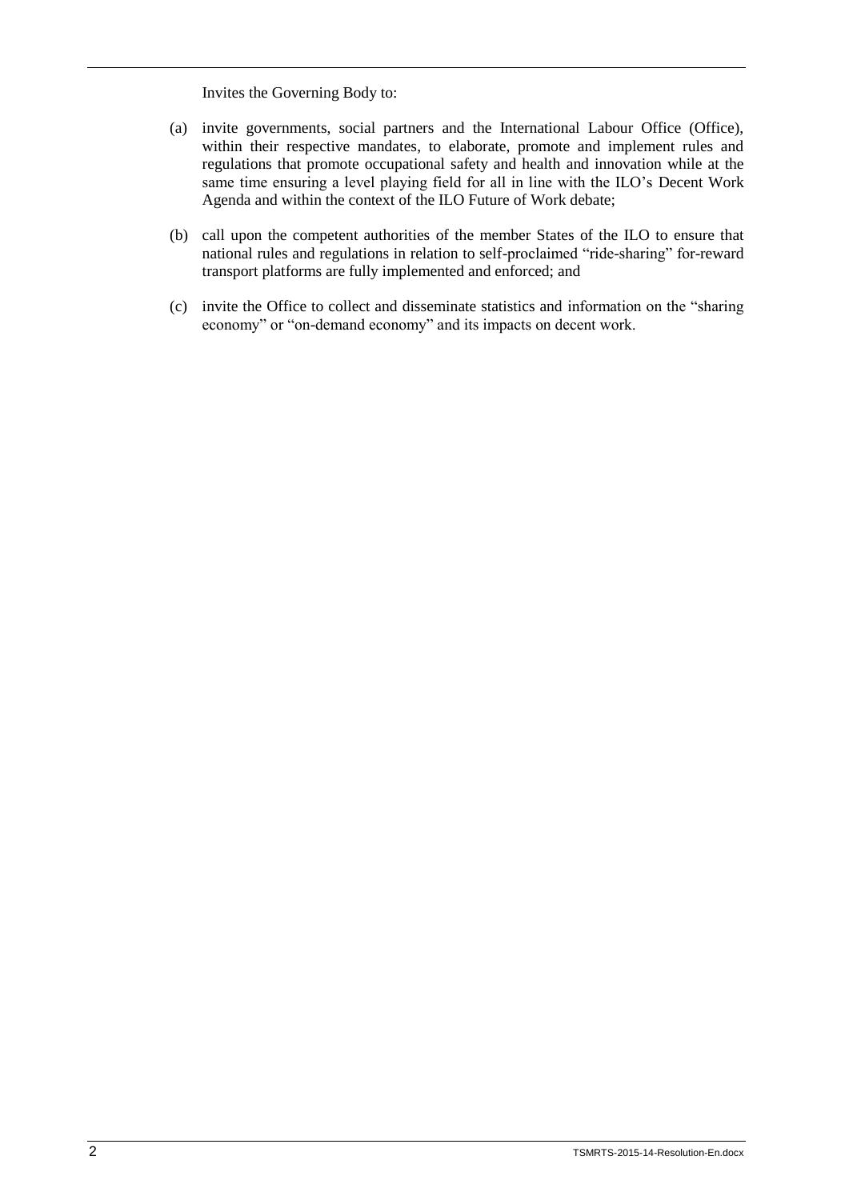Invites the Governing Body to:

(a) invite governments, social partners and the International Labour Office (Office), within their respective mandates, to elaborate, promote and implement rules and regulations that promote occupational safety and health and innovation while at the same time ensuring a level playing field for all in line with the ILO's Decent Work Agenda and within the context of the ILO Future of Work debate;

(b) call upon the competent authorities of the member States of the ILO to ensure that national rules and regulations in relation to self-proclaimed "ride-sharing" for-reward transport platforms are fully implemented and enforced; and

(c) invite the Office to collect and disseminate statistics and information on the "sharing economy" or "on-demand economy" and its impacts on decent work.